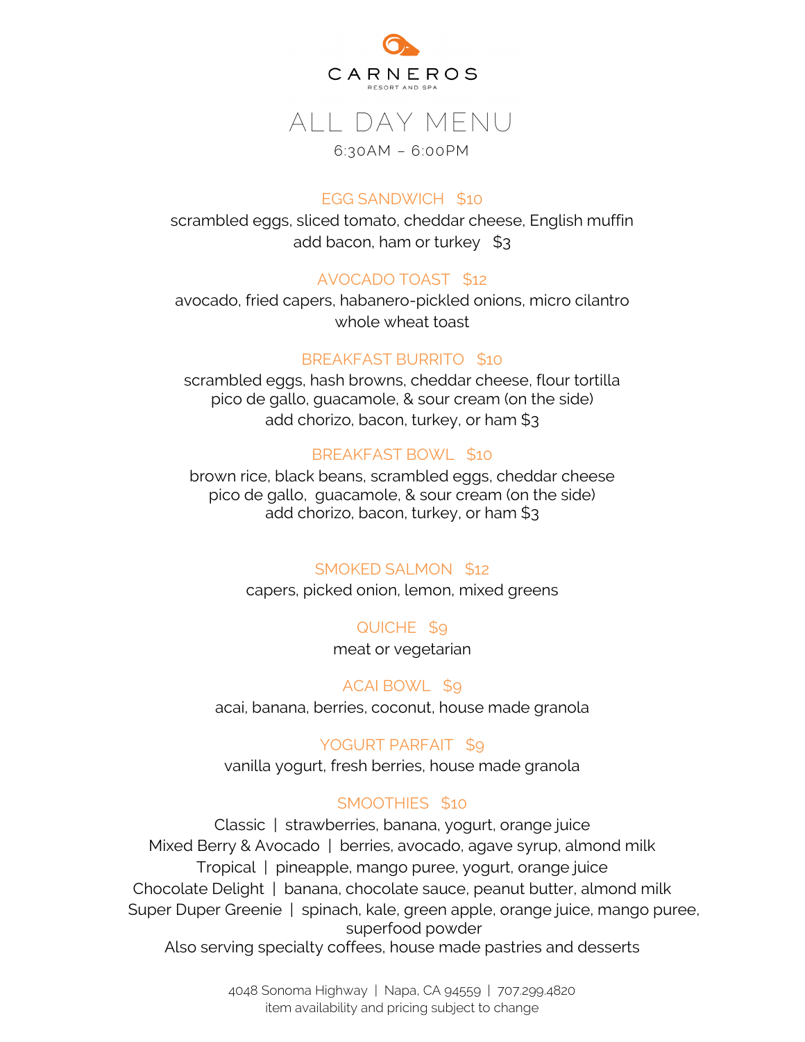# CARNEROS

RESORT AND SPA

## ALL DAY MENU

6:30AM – 6:00PM

### EGG SANDWICH $10

scrambled eggs, sliced tomato, cheddar cheese, English muffin
add bacon, ham or turkey $3

### AVOCADO TOAST $12

avocado, fried capers, habanero-pickled onions, micro cilantro
whole wheat toast

### BREAKFAST BURRITO $10

scrambled eggs, hash browns, cheddar cheese, flour tortilla
pico de gallo, guacamole, & sour cream (on the side)
add chorizo, bacon, turkey, or ham $3

### BREAKFAST BOWL $10

brown rice, black beans, scrambled eggs, cheddar cheese
pico de gallo, guacamole, & sour cream (on the side)
add chorizo, bacon, turkey, or ham $3

### SMOKED SALMON $12

capers, picked onion, lemon, mixed greens

### QUICHE $9

meat or vegetarian

### ACAI BOWL $9

acai, banana, berries, coconut, house made granola

### YOGURT PARFAIT $9

vanilla yogurt, fresh berries, house made granola

### SMOOTHIES $10

Classic | strawberries, banana, yogurt, orange juice
Mixed Berry & Avocado | berries, avocado, agave syrup, almond milk
Tropical | pineapple, mango puree, yogurt, orange juice
Chocolate Delight | banana, chocolate sauce, peanut butter, almond milk
Super Duper Greenie | spinach, kale, green apple, orange juice, mango puree, superfood powder

Also serving specialty coffees, house made pastries and desserts

4048 Sonoma Highway | Napa, CA 94559 | 707.299.4820
item availability and pricing subject to change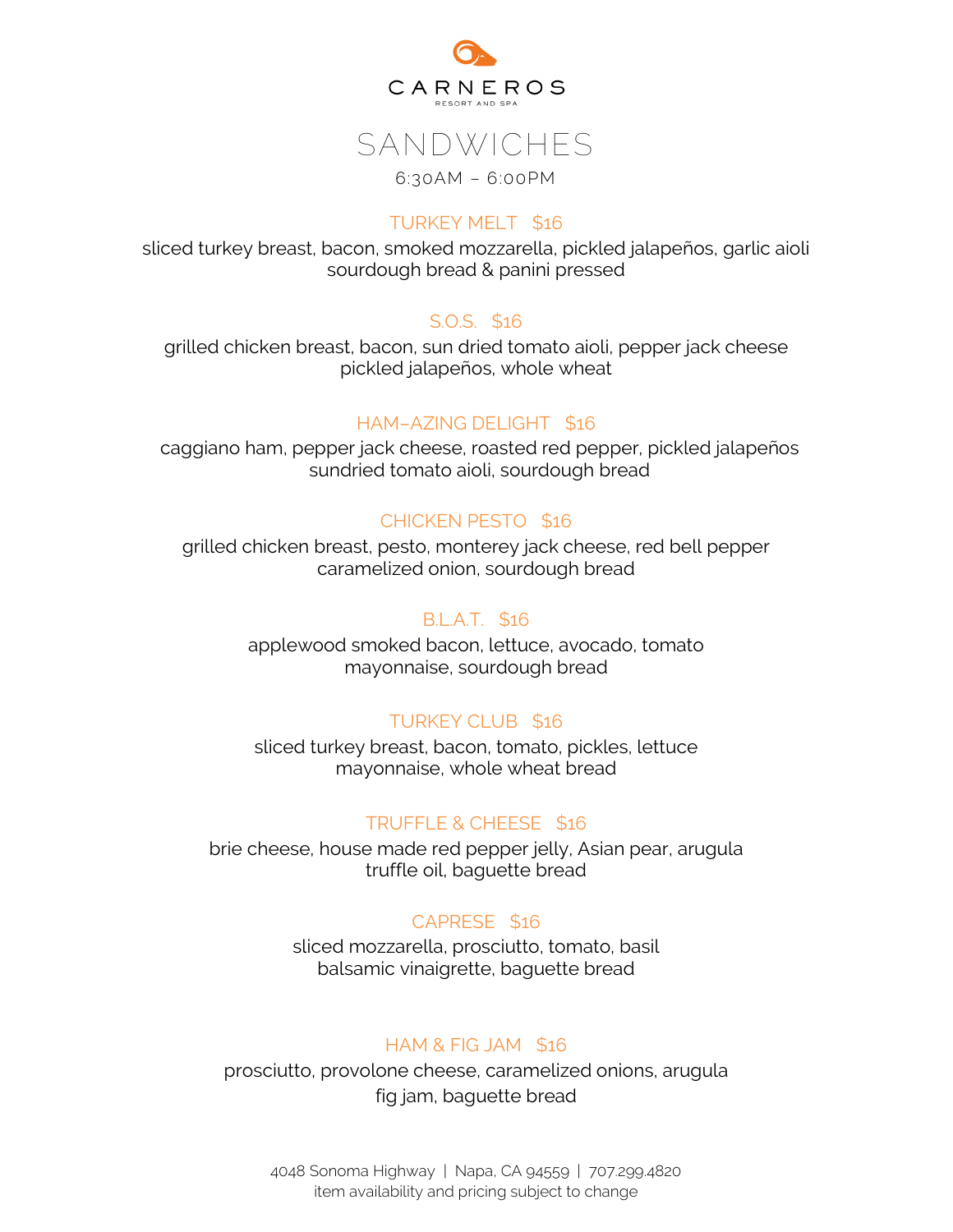# CARNEROS

RESORT AND SPA

## SANDWICHES

6:30AM – 6:00PM

### TURKEY MELT $16

sliced turkey breast, bacon, smoked mozzarella, pickled jalapeños, garlic aioli
sourdough bread & panini pressed

### S.O.S. $16

grilled chicken breast, bacon, sun dried tomato aioli, pepper jack cheese
pickled jalapeños, whole wheat

### HAM–AZING DELIGHT $16

caggiano ham, pepper jack cheese, roasted red pepper, pickled jalapeños
sundried tomato aioli, sourdough bread

### CHICKEN PESTO $16

grilled chicken breast, pesto, monterey jack cheese, red bell pepper
caramelized onion, sourdough bread

### B.L.A.T. $16

applewood smoked bacon, lettuce, avocado, tomato
mayonnaise, sourdough bread

### TURKEY CLUB $16

sliced turkey breast, bacon, tomato, pickles, lettuce
mayonnaise, whole wheat bread

### TRUFFLE & CHEESE $16

brie cheese, house made red pepper jelly, Asian pear, arugula
truffle oil, baguette bread

### CAPRESE $16

sliced mozzarella, prosciutto, tomato, basil
balsamic vinaigrette, baguette bread

### HAM & FIG JAM $16

prosciutto, provolone cheese, caramelized onions, arugula
fig jam, baguette bread

4048 Sonoma Highway | Napa, CA 94559 | 707.299.4820
item availability and pricing subject to change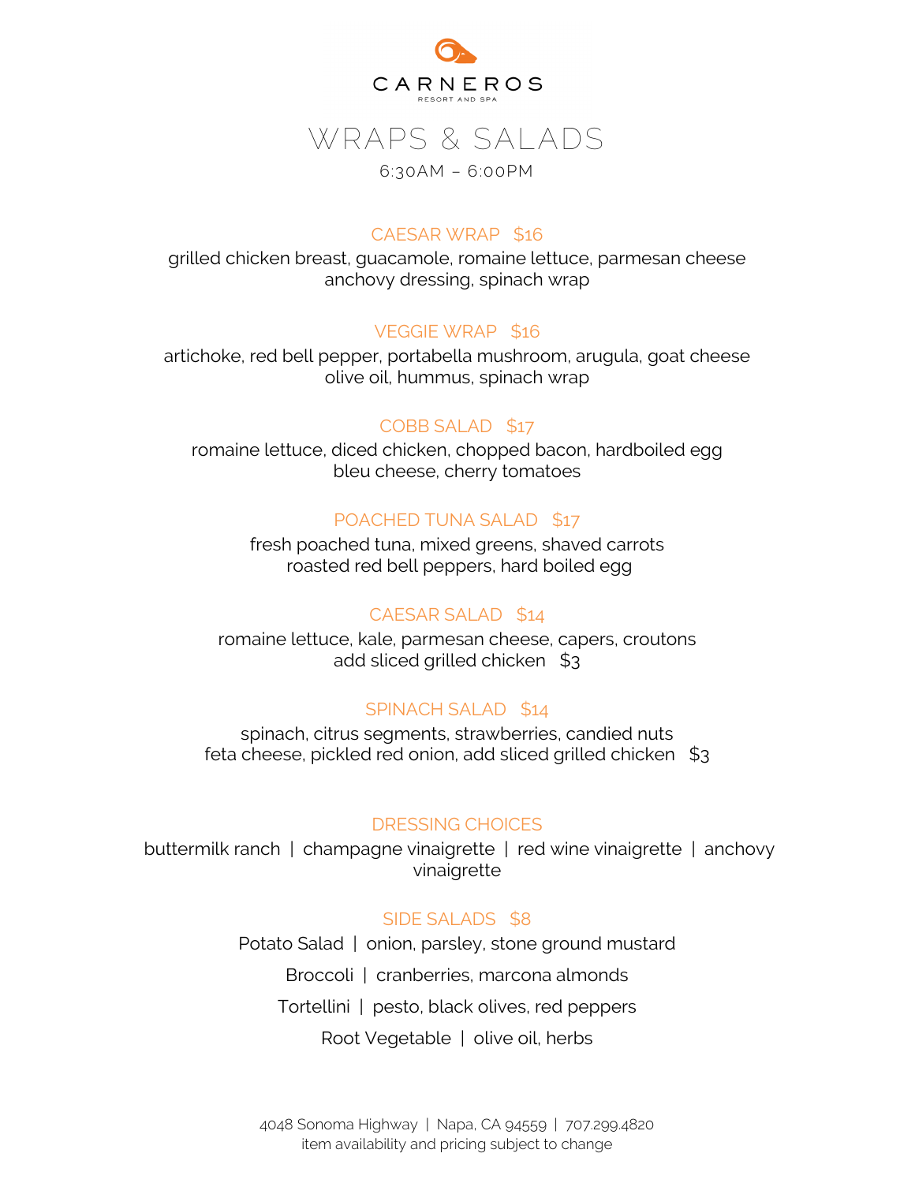# CARNEROS

RESORT AND SPA

## WRAPS & SALADS

6:30AM – 6:00PM

### CAESAR WRAP $16

grilled chicken breast, guacamole, romaine lettuce, parmesan cheese
anchovy dressing, spinach wrap

### VEGGIE WRAP $16

artichoke, red bell pepper, portabella mushroom, arugula, goat cheese
olive oil, hummus, spinach wrap

### COBB SALAD $17

romaine lettuce, diced chicken, chopped bacon, hardboiled egg
bleu cheese, cherry tomatoes

### POACHED TUNA SALAD $17

fresh poached tuna, mixed greens, shaved carrots
roasted red bell peppers, hard boiled egg

### CAESAR SALAD $14

romaine lettuce, kale, parmesan cheese, capers, croutons
add sliced grilled chicken $3

### SPINACH SALAD $14

spinach, citrus segments, strawberries, candied nuts
feta cheese, pickled red onion, add sliced grilled chicken $3

### DRESSING CHOICES

buttermilk ranch | champagne vinaigrette | red wine vinaigrette | anchovy vinaigrette

### SIDE SALADS $8

Potato Salad | onion, parsley, stone ground mustard

Broccoli | cranberries, marcona almonds

Tortellini | pesto, black olives, red peppers

Root Vegetable | olive oil, herbs

4048 Sonoma Highway | Napa, CA 94559 | 707.299.4820
item availability and pricing subject to change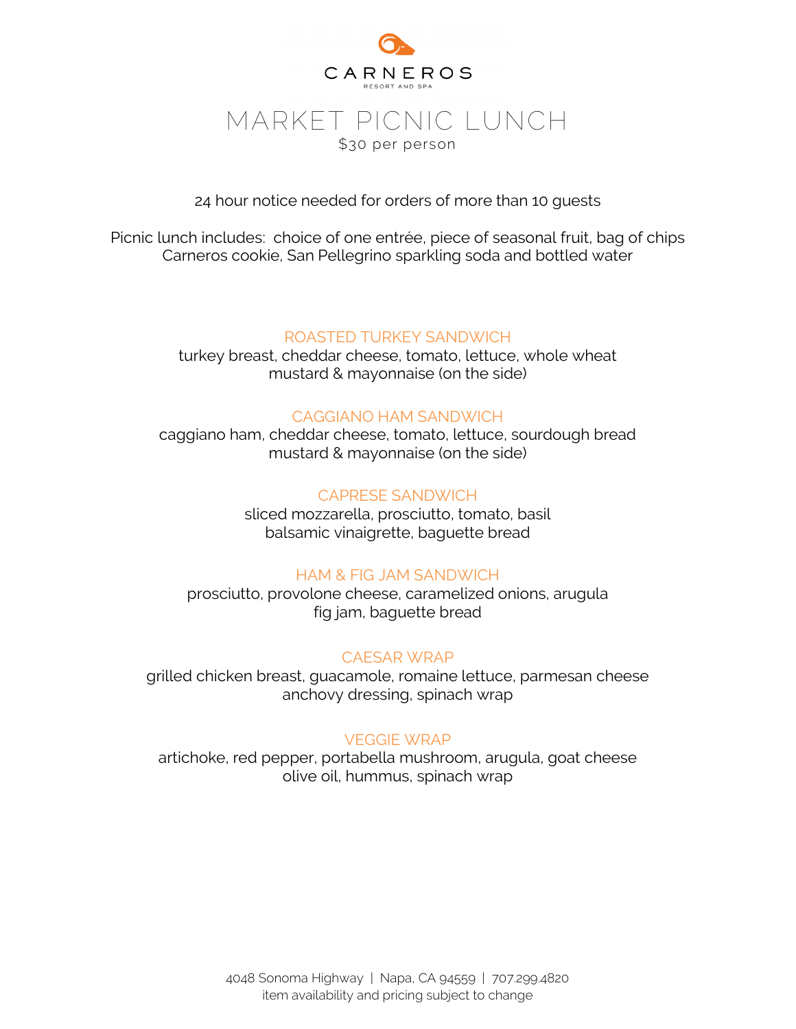CARNEROS

RESORT AND SPA

# MARKET PICNIC LUNCH

$30 per person

24 hour notice needed for orders of more than 10 guests

Picnic lunch includes: choice of one entrée, piece of seasonal fruit, bag of chips
Carneros cookie, San Pellegrino sparkling soda and bottled water

## ROASTED TURKEY SANDWICH

turkey breast, cheddar cheese, tomato, lettuce, whole wheat
mustard & mayonnaise (on the side)

## CAGGIANO HAM SANDWICH

caggiano ham, cheddar cheese, tomato, lettuce, sourdough bread
mustard & mayonnaise (on the side)

## CAPRESE SANDWICH

sliced mozzarella, prosciutto, tomato, basil
balsamic vinaigrette, baguette bread

## HAM & FIG JAM SANDWICH

prosciutto, provolone cheese, caramelized onions, arugula
fig jam, baguette bread

## CAESAR WRAP

grilled chicken breast, guacamole, romaine lettuce, parmesan cheese
anchovy dressing, spinach wrap

## VEGGIE WRAP

artichoke, red pepper, portabella mushroom, arugula, goat cheese
olive oil, hummus, spinach wrap

4048 Sonoma Highway | Napa, CA 94559 | 707.299.4820
item availability and pricing subject to change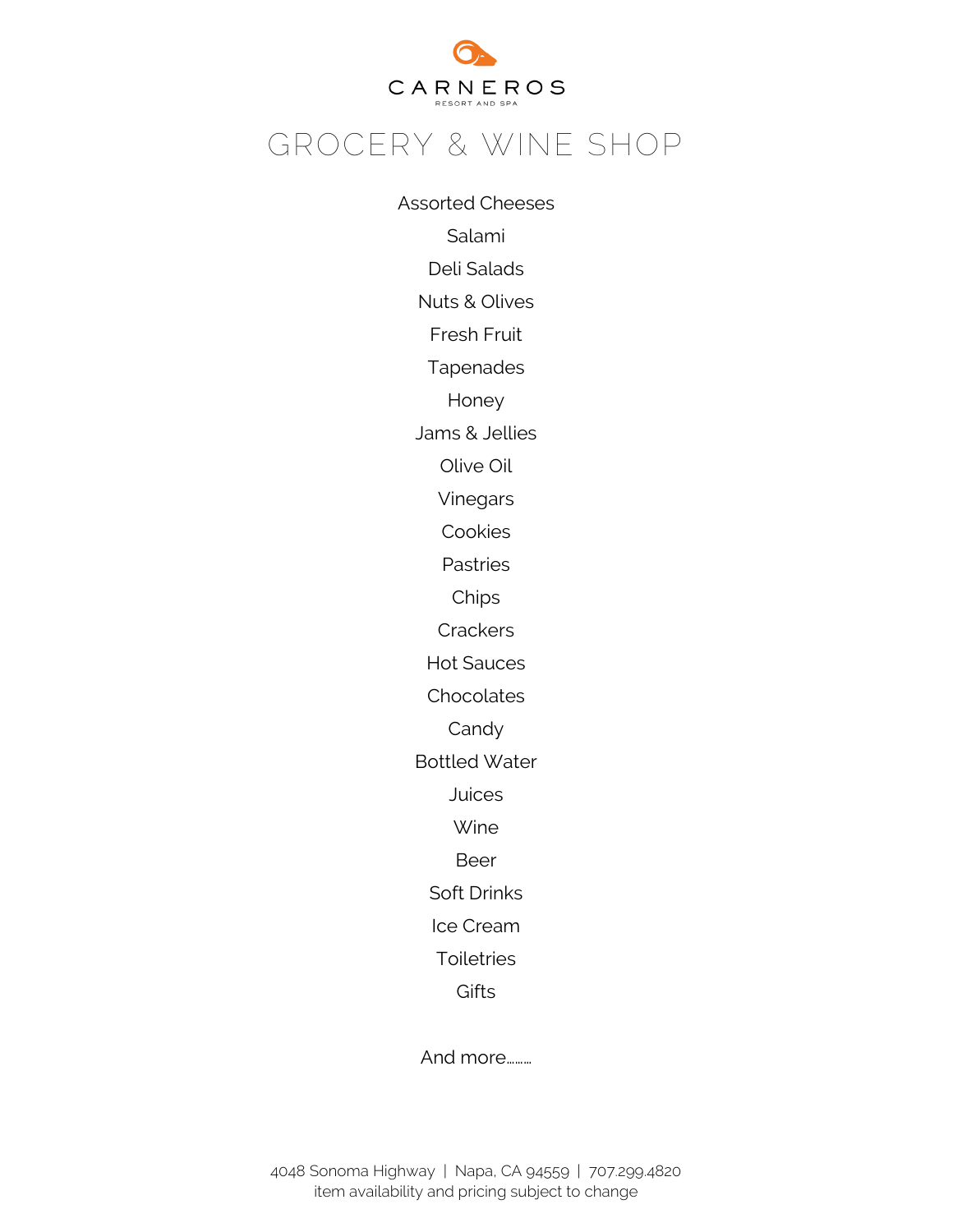CARNEROS

RESORT AND SPA

# GROCERY & WINE SHOP

Assorted Cheeses

Salami

Deli Salads

Nuts & Olives

Fresh Fruit

Tapenades

Honey

Jams & Jellies

Olive Oil

Vinegars

Cookies

Pastries

Chips

Crackers

Hot Sauces

Chocolates

Candy

Bottled Water

Juices

Wine

Beer

Soft Drinks

Ice Cream

Toiletries

Gifts

And more.........

4048 Sonoma Highway | Napa, CA 94559 | 707.299.4820
item availability and pricing subject to change